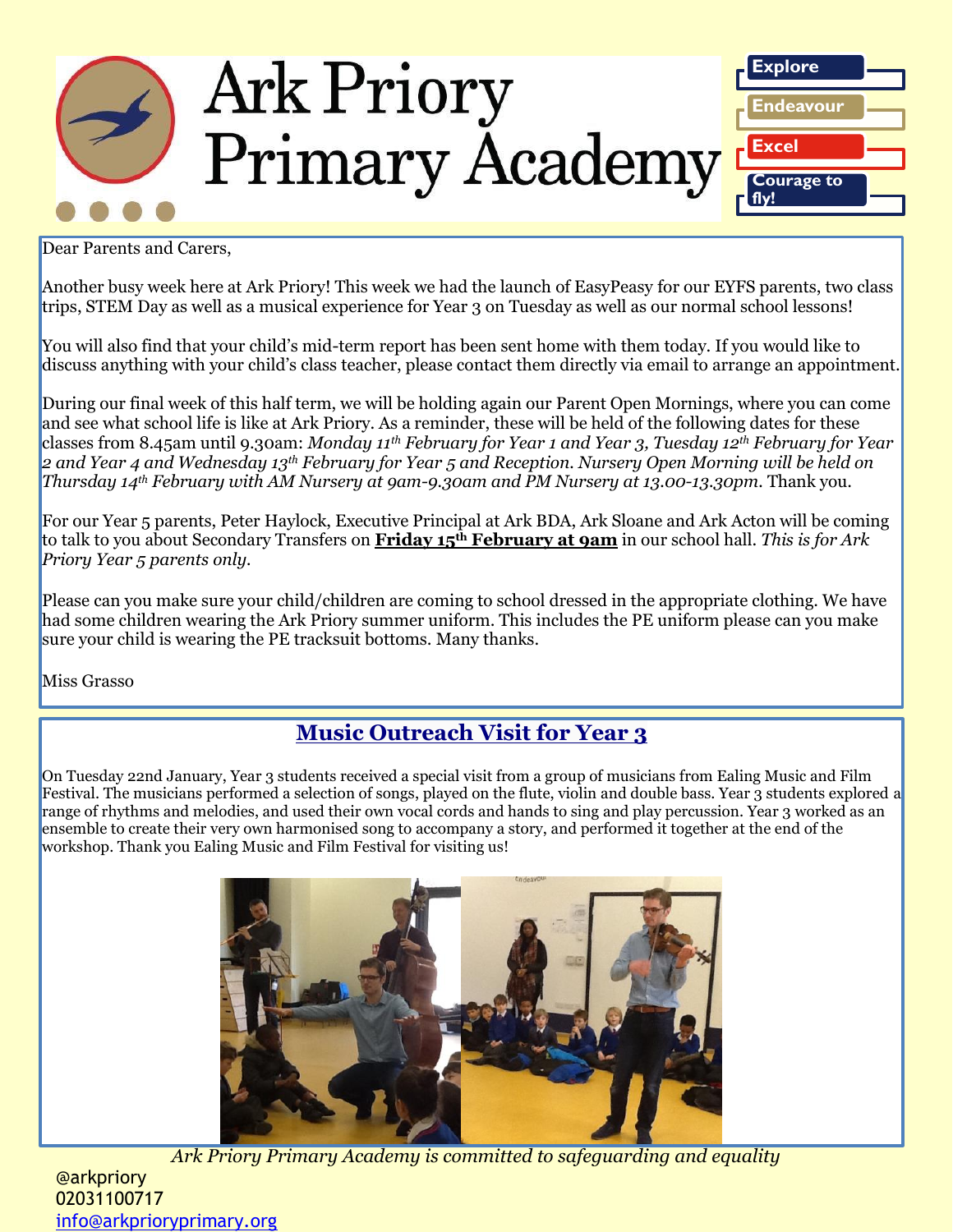# Ark Priory Primary Academy

Explore

Endeavour

Excel

Courage to fly!

Dear Parents and Carers,

Another busy week here at Ark Priory! This week we had the launch of EasyPeasy for our EYFS parents, two class trips, STEM Day as well as a musical experience for Year 3 on Tuesday as well as our normal school lessons!

You will also find that your child's mid-term report has been sent home with them today. If you would like to discuss anything with your child's class teacher, please contact them directly via email to arrange an appointment.

During our final week of this half term, we will be holding again our Parent Open Mornings, where you can come and see what school life is like at Ark Priory. As a reminder, these will be held of the following dates for these classes from 8.45am until 9.30am: *Monday 11th February for Year 1 and Year 3, Tuesday 12th February for Year 2 and Year 4 and Wednesday 13th February for Year 5 and Reception. Nursery Open Morning will be held on Thursday 14th February with AM Nursery at 9am-9.30am and PM Nursery at 13.00-13.30pm*. Thank you.

For our Year 5 parents, Peter Haylock, Executive Principal at Ark BDA, Ark Sloane and Ark Acton will be coming to talk to you about Secondary Transfers on **Friday 15th February at 9am** in our school hall. *This is for Ark Priory Year 5 parents only.*

Please can you make sure your child/children are coming to school dressed in the appropriate clothing. We have had some children wearing the Ark Priory summer uniform. This includes the PE uniform please can you make sure your child is wearing the PE tracksuit bottoms. Many thanks.

Miss Grasso

## Music Outreach Visit for Year 3

On Tuesday 22nd January, Year 3 students received a special visit from a group of musicians from Ealing Music and Film Festival. The musicians performed a selection of songs, played on the flute, violin and double bass. Year 3 students explored a range of rhythms and melodies, and used their own vocal cords and hands to sing and play percussion. Year 3 worked as an ensemble to create their very own harmonised song to accompany a story, and performed it together at the end of the workshop. Thank you Ealing Music and Film Festival for visiting us!

*Ark Priory Primary Academy is committed to safeguarding and equality*

@arkpriory
02031100717
info@arkprioryprimary.org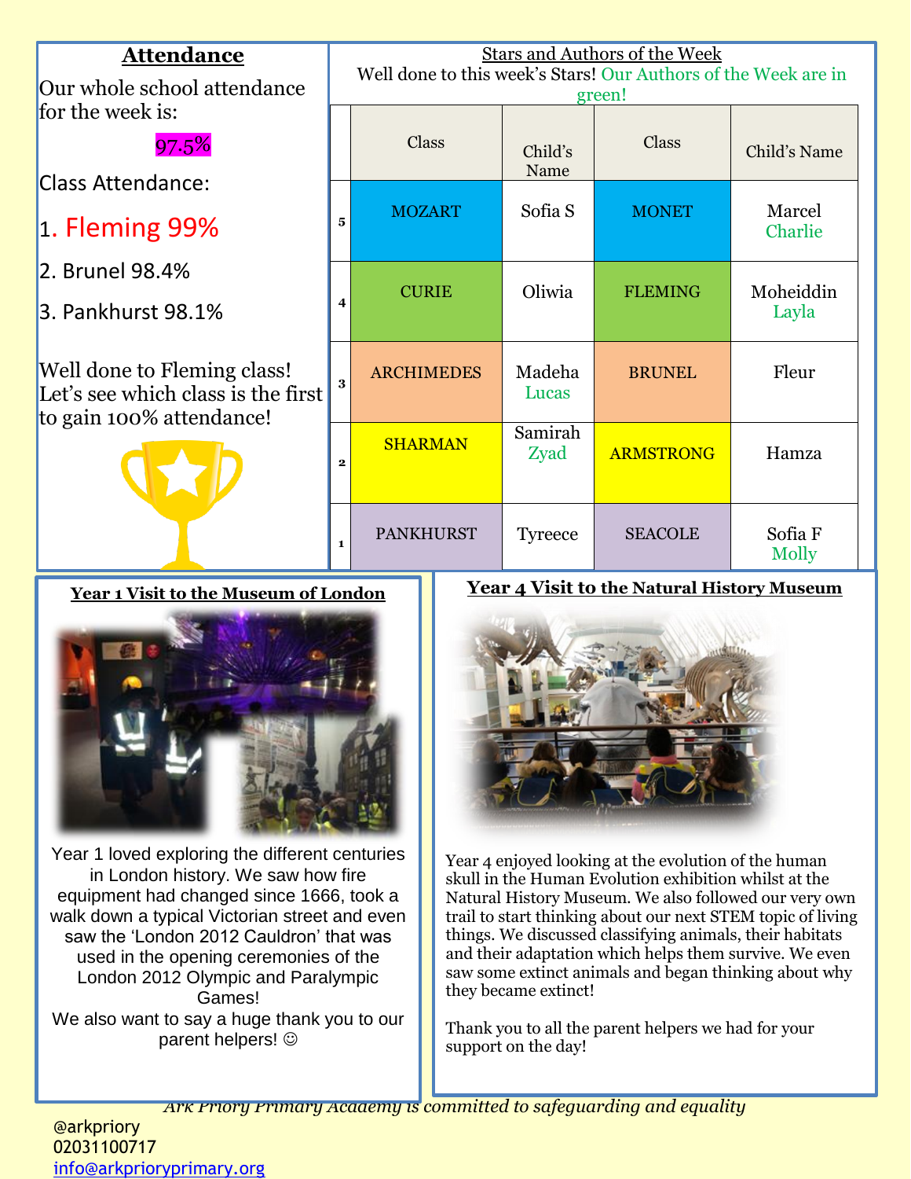## Attendance

Our whole school attendance for the week is:

97.5%

Class Attendance:

1. Fleming 99%
2. Brunel 98.4%
3. Pankhurst 98.1%

Well done to Fleming class! Let's see which class is the first to gain 100% attendance!

## Stars and Authors of the Week

Well done to this week's Stars! Our Authors of the Week are in green!

| | Class | Child's Name | Class | Child's Name |
|---|---|---|---|---|
| 5 | MOZART | Sofia S | MONET | Marcel Charlie |
| 4 | CURIE | Oliwia | FLEMING | Moheiddin Layla |
| 3 | ARCHIMEDES | Madeha Lucas | BRUNEL | Fleur |
| 2 | SHARMAN | Samirah Zyad | ARMSTRONG | Hamza |
| 1 | PANKHURST | Tyreece | SEACOLE | Sofia F Molly |

## Year 1 Visit to the Museum of London

Year 1 loved exploring the different centuries in London history. We saw how fire equipment had changed since 1666, took a walk down a typical Victorian street and even saw the 'London 2012 Cauldron' that was used in the opening ceremonies of the London 2012 Olympic and Paralympic Games!

We also want to say a huge thank you to our parent helpers! ☺

## Year 4 Visit to the Natural History Museum

Year 4 enjoyed looking at the evolution of the human skull in the Human Evolution exhibition whilst at the Natural History Museum. We also followed our very own trail to start thinking about our next STEM topic of living things. We discussed classifying animals, their habitats and their adaptation which helps them survive. We even saw some extinct animals and began thinking about why they became extinct!

Thank you to all the parent helpers we had for your support on the day!

*Ark Priory Primary Academy is committed to safeguarding and equality*

@arkpriory
02031100717
info@arkprioryprimary.org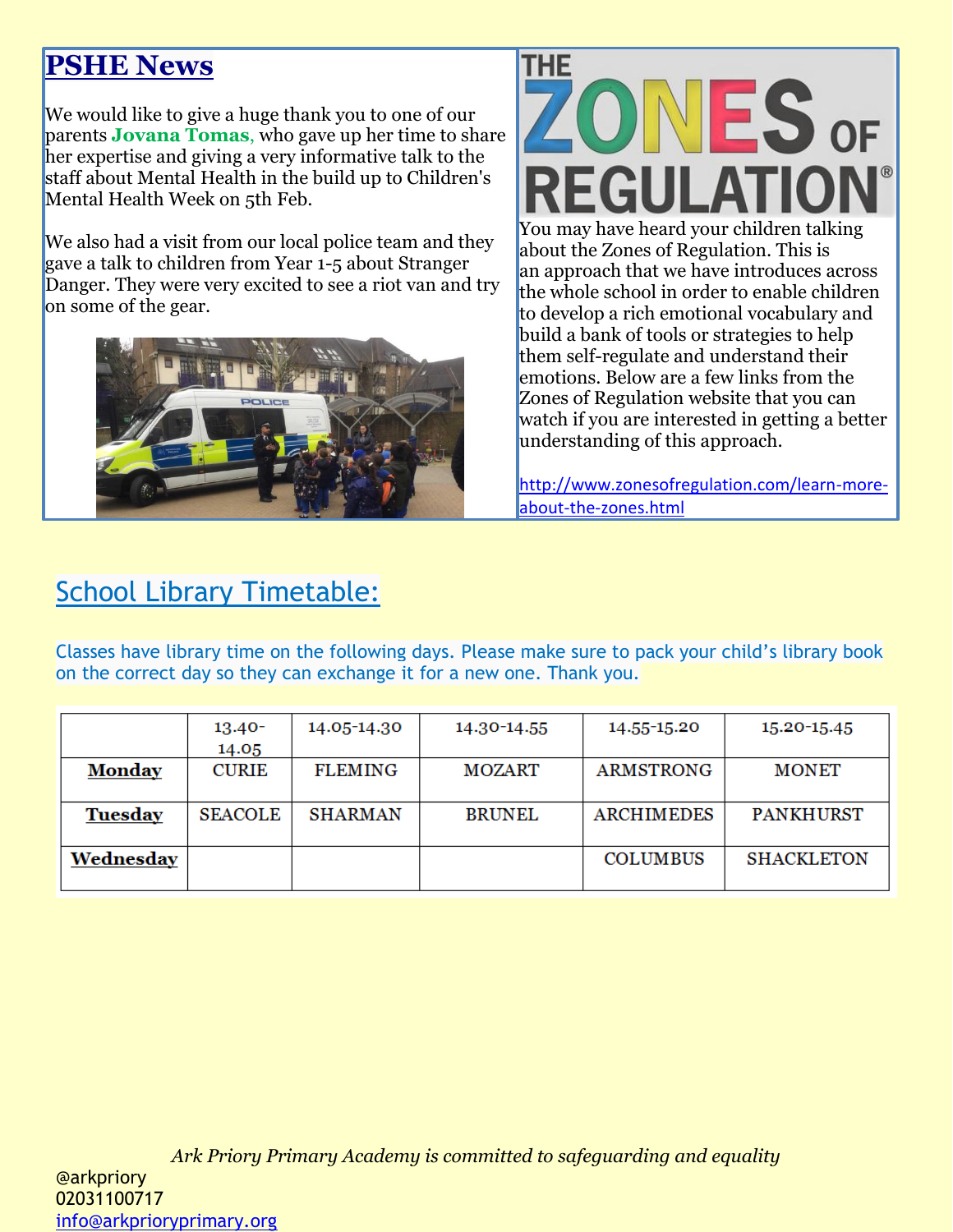## PSHE News

We would like to give a huge thank you to one of our parents **Jovana Tomas**, who gave up her time to share her expertise and giving a very informative talk to the staff about Mental Health in the build up to Children's Mental Health Week on 5th Feb.

We also had a visit from our local police team and they gave a talk to children from Year 1-5 about Stranger Danger. They were very excited to see a riot van and try on some of the gear.

## THE ZONES OF REGULATION®

You may have heard your children talking about the Zones of Regulation. This is an approach that we have introduces across the whole school in order to enable children to develop a rich emotional vocabulary and build a bank of tools or strategies to help them self-regulate and understand their emotions. Below are a few links from the Zones of Regulation website that you can watch if you are interested in getting a better understanding of this approach.

http://www.zonesofregulation.com/learn-more-about-the-zones.html

## School Library Timetable:

Classes have library time on the following days. Please make sure to pack your child's library book on the correct day so they can exchange it for a new one. Thank you.

| | 13.40-14.05 | 14.05-14.30 | 14.30-14.55 | 14.55-15.20 | 15.20-15.45 |
|---|---|---|---|---|---|
| **Monday** | CURIE | FLEMING | MOZART | ARMSTRONG | MONET |
| **Tuesday** | SEACOLE | SHARMAN | BRUNEL | ARCHIMEDES | PANKHURST |
| **Wednesday** | | | | COLUMBUS | SHACKLETON |

*Ark Priory Primary Academy is committed to safeguarding and equality*

@arkpriory
02031100717
info@arkprioryprimary.org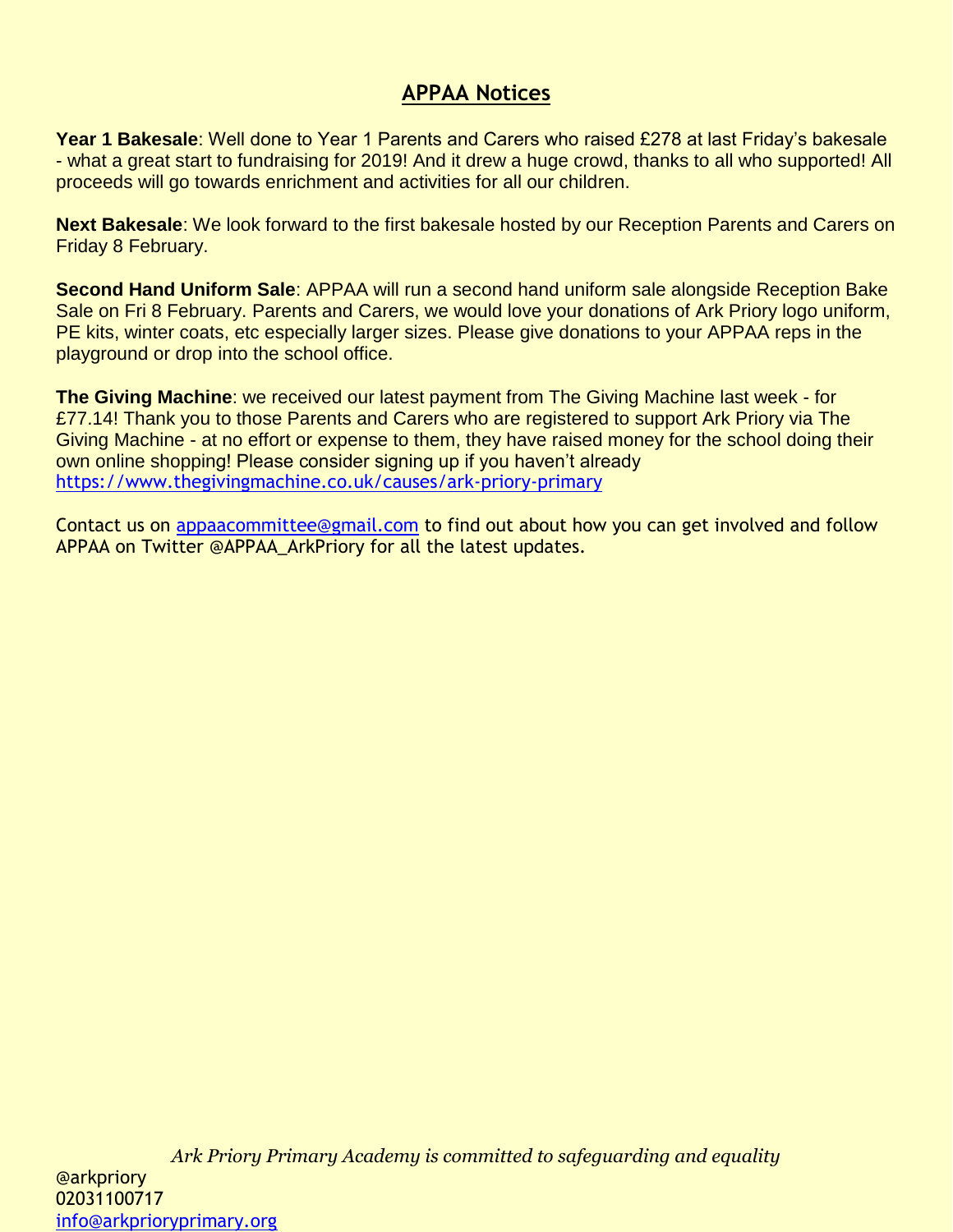## APPAA Notices

**Year 1 Bakesale**: Well done to Year 1 Parents and Carers who raised £278 at last Friday's bakesale - what a great start to fundraising for 2019! And it drew a huge crowd, thanks to all who supported! All proceeds will go towards enrichment and activities for all our children.

**Next Bakesale**: We look forward to the first bakesale hosted by our Reception Parents and Carers on Friday 8 February.

**Second Hand Uniform Sale**: APPAA will run a second hand uniform sale alongside Reception Bake Sale on Fri 8 February. Parents and Carers, we would love your donations of Ark Priory logo uniform, PE kits, winter coats, etc especially larger sizes. Please give donations to your APPAA reps in the playground or drop into the school office.

**The Giving Machine**: we received our latest payment from The Giving Machine last week - for £77.14! Thank you to those Parents and Carers who are registered to support Ark Priory via The Giving Machine - at no effort or expense to them, they have raised money for the school doing their own online shopping! Please consider signing up if you haven't already https://www.thegivingmachine.co.uk/causes/ark-priory-primary

Contact us on appaacommittee@gmail.com to find out about how you can get involved and follow APPAA on Twitter @APPAA_ArkPriory for all the latest updates.

*Ark Priory Primary Academy is committed to safeguarding and equality*

@arkpriory
02031100717
info@arkprioryprimary.org